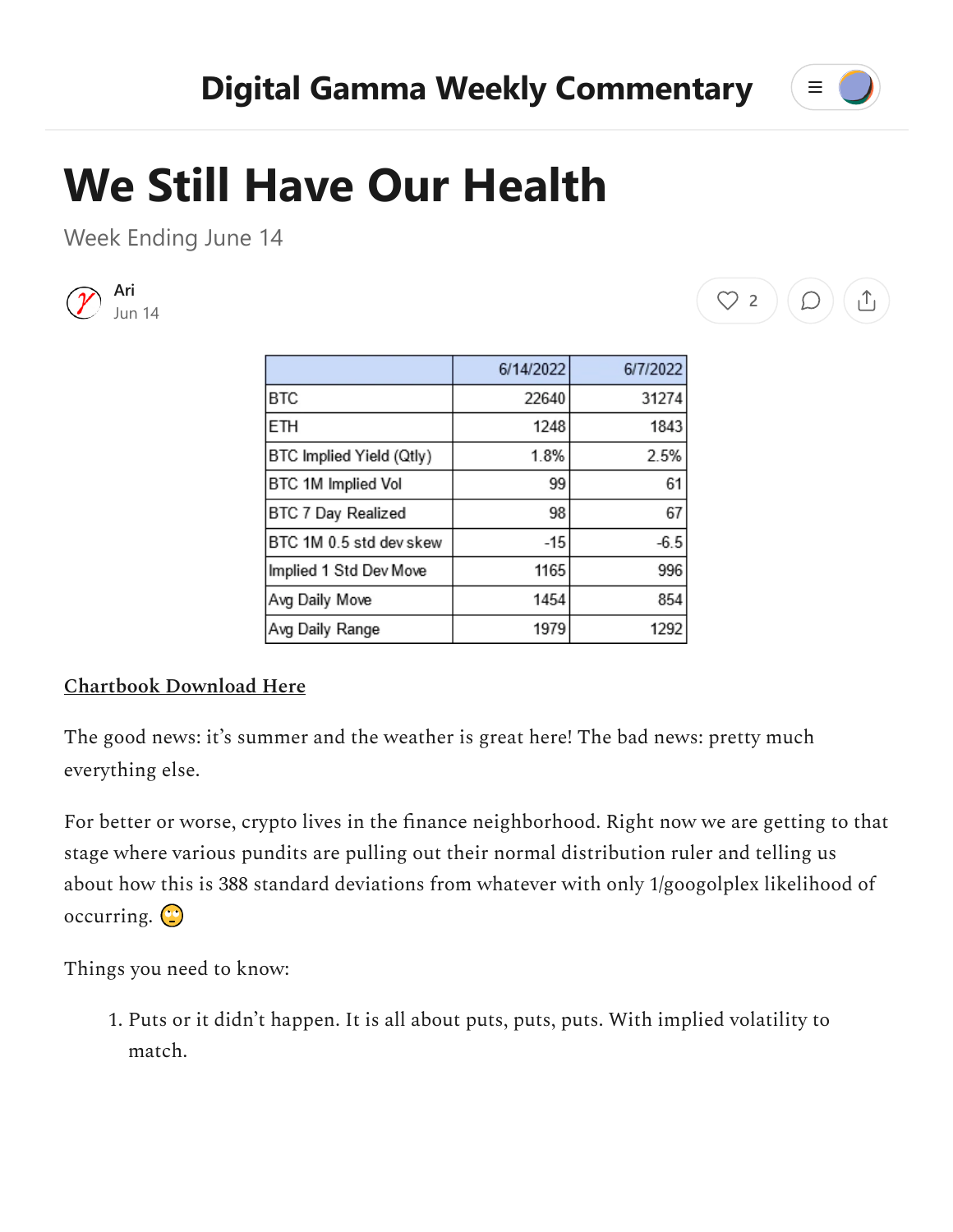# Digital Gamma Weekly Commentary

# We Still Have Our Health

Week Ending June 14

Ari
Jun 14

| | 6/14/2022 | 6/7/2022 |
|---|---|---|
| BTC | 22640 | 31274 |
| ETH | 1248 | 1843 |
| BTC Implied Yield (Qtly) | 1.8% | 2.5% |
| BTC 1M Implied Vol | 99 | 61 |
| BTC 7 Day Realized | 98 | 67 |
| BTC 1M 0.5 std dev skew | -15 | -6.5 |
| Implied 1 Std Dev Move | 1165 | 996 |
| Avg Daily Move | 1454 | 854 |
| Avg Daily Range | 1979 | 1292 |

**Chartbook Download Here**

The good news: it's summer and the weather is great here! The bad news: pretty much everything else.

For better or worse, crypto lives in the finance neighborhood. Right now we are getting to that stage where various pundits are pulling out their normal distribution ruler and telling us about how this is 388 standard deviations from whatever with only 1/googolplex likelihood of occurring. 🙄

Things you need to know:

1. Puts or it didn't happen. It is all about puts, puts, puts. With implied volatility to match.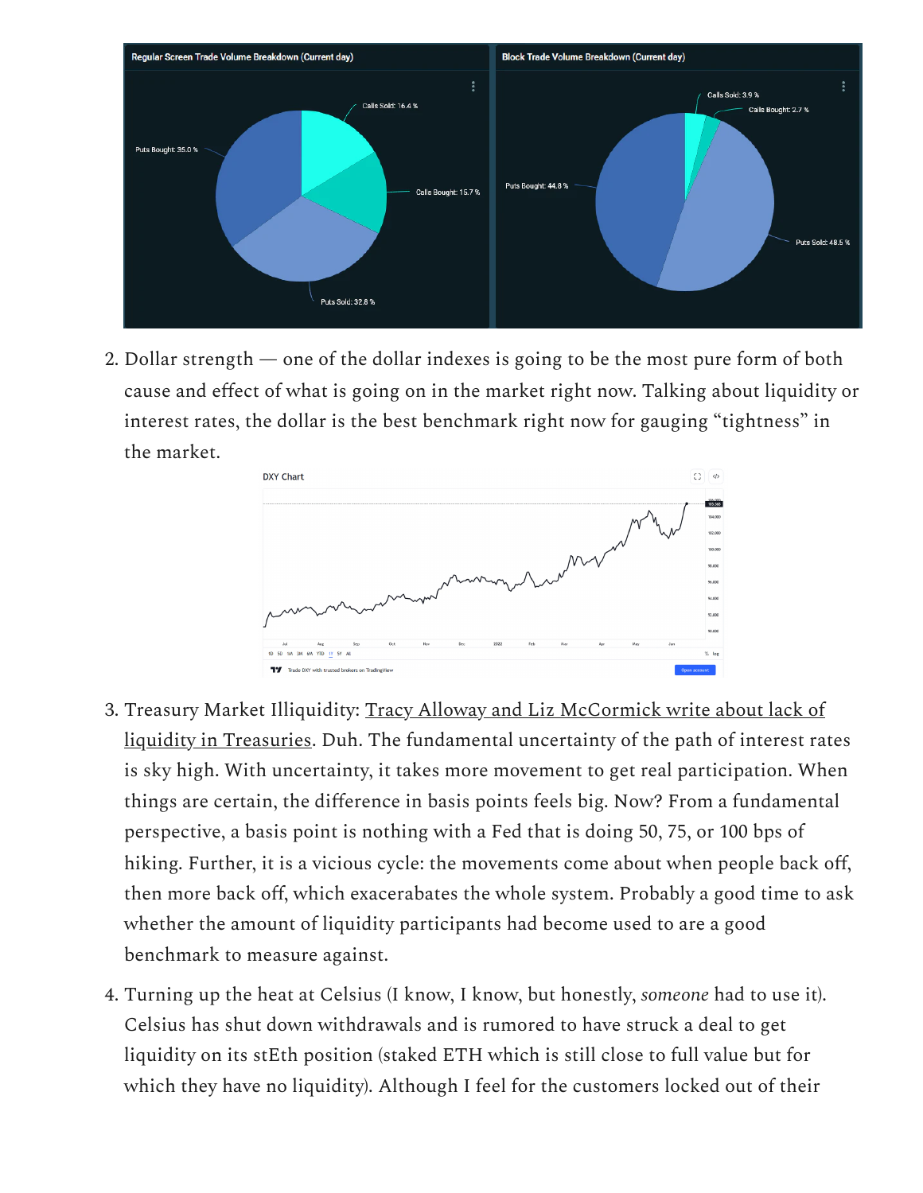2. Dollar strength — one of the dollar indexes is going to be the most pure form of both cause and effect of what is going on in the market right now. Talking about liquidity or interest rates, the dollar is the best benchmark right now for gauging "tightness" in the market.

3. Treasury Market Illiquidity: [Tracy Alloway and Liz McCormick write about lack of liquidity in Treasuries](). Duh. The fundamental uncertainty of the path of interest rates is sky high. With uncertainty, it takes more movement to get real participation. When things are certain, the difference in basis points feels big. Now? From a fundamental perspective, a basis point is nothing with a Fed that is doing 50, 75, or 100 bps of hiking. Further, it is a vicious cycle: the movements come about when people back off, then more back off, which exacerabates the whole system. Probably a good time to ask whether the amount of liquidity participants had become used to are a good benchmark to measure against.

4. Turning up the heat at Celsius (I know, I know, but honestly, *someone* had to use it). Celsius has shut down withdrawals and is rumored to have struck a deal to get liquidity on its stEth position (staked ETH which is still close to full value but for which they have no liquidity). Although I feel for the customers locked out of their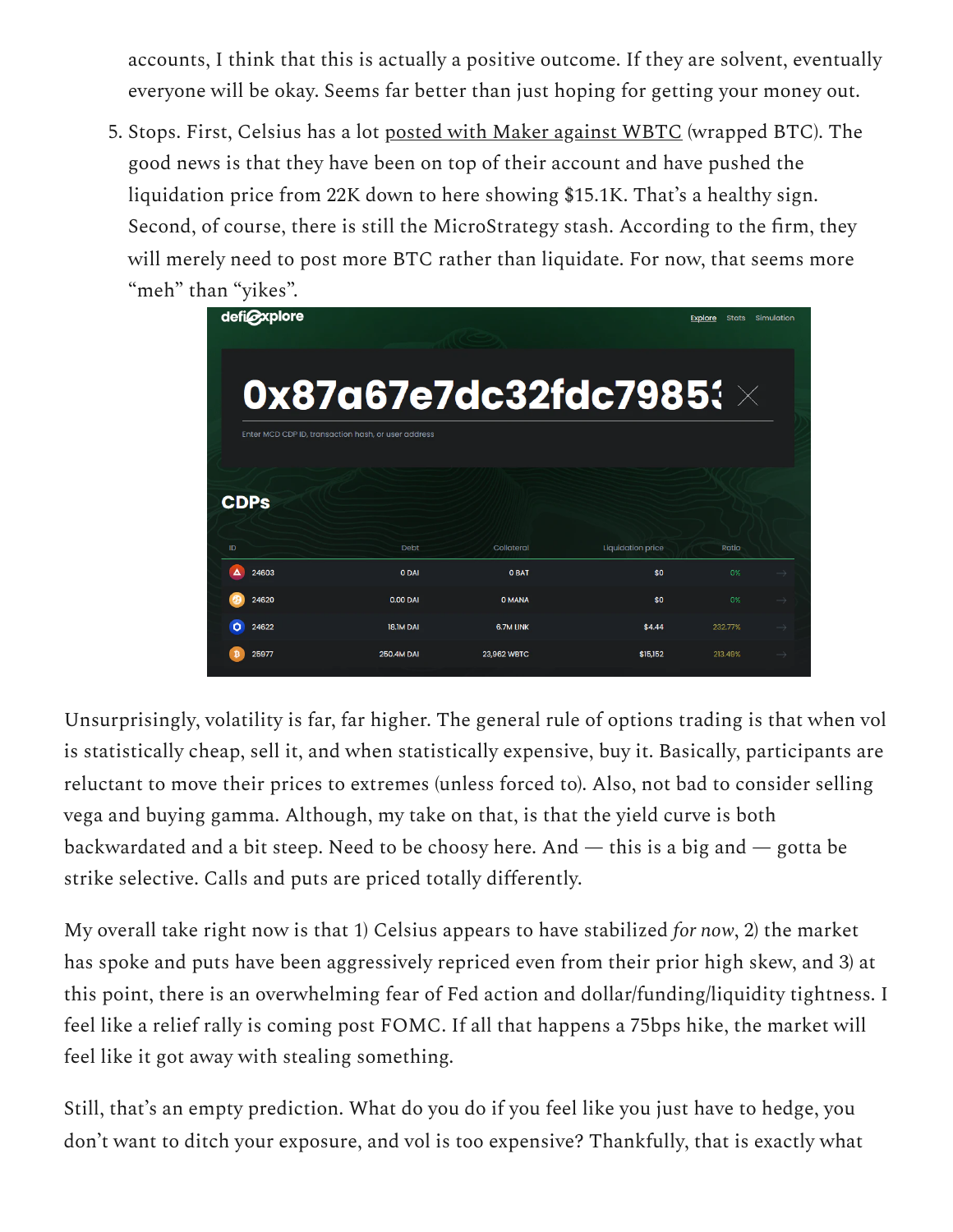accounts, I think that this is actually a positive outcome. If they are solvent, eventually everyone will be okay. Seems far better than just hoping for getting your money out.

5. Stops. First, Celsius has a lot posted with Maker against WBTC (wrapped BTC). The good news is that they have been on top of their account and have pushed the liquidation price from 22K down to here showing $15.1K. That's a healthy sign. Second, of course, there is still the MicroStrategy stash. According to the firm, they will merely need to post more BTC rather than liquidate. For now, that seems more "meh" than "yikes".

defiexplore — 0x87a67e7dc32fdc7985

**CDPs**

| ID | Debt | Collateral | Liquidation price | Ratio |
|---|---|---|---|---|
| 24603 | 0 DAI | 0 BAT | $0 | 0% |
| 24620 | 0.00 DAI | 0 MANA | $0 | 0% |
| 24622 | 18.1M DAI | 6.7M LINK | $4.44 | 232.77% |
| 25977 | 250.4M DAI | 23,962 WBTC | $15,152 | 213.49% |

Unsurprisingly, volatility is far, far higher. The general rule of options trading is that when vol is statistically cheap, sell it, and when statistically expensive, buy it. Basically, participants are reluctant to move their prices to extremes (unless forced to). Also, not bad to consider selling vega and buying gamma. Although, my take on that, is that the yield curve is both backwardated and a bit steep. Need to be choosy here. And — this is a big and — gotta be strike selective. Calls and puts are priced totally differently.

My overall take right now is that 1) Celsius appears to have stabilized *for now*, 2) the market has spoke and puts have been aggressively repriced even from their prior high skew, and 3) at this point, there is an overwhelming fear of Fed action and dollar/funding/liquidity tightness. I feel like a relief rally is coming post FOMC. If all that happens a 75bps hike, the market will feel like it got away with stealing something.

Still, that's an empty prediction. What do you do if you feel like you just have to hedge, you don't want to ditch your exposure, and vol is too expensive? Thankfully, that is exactly what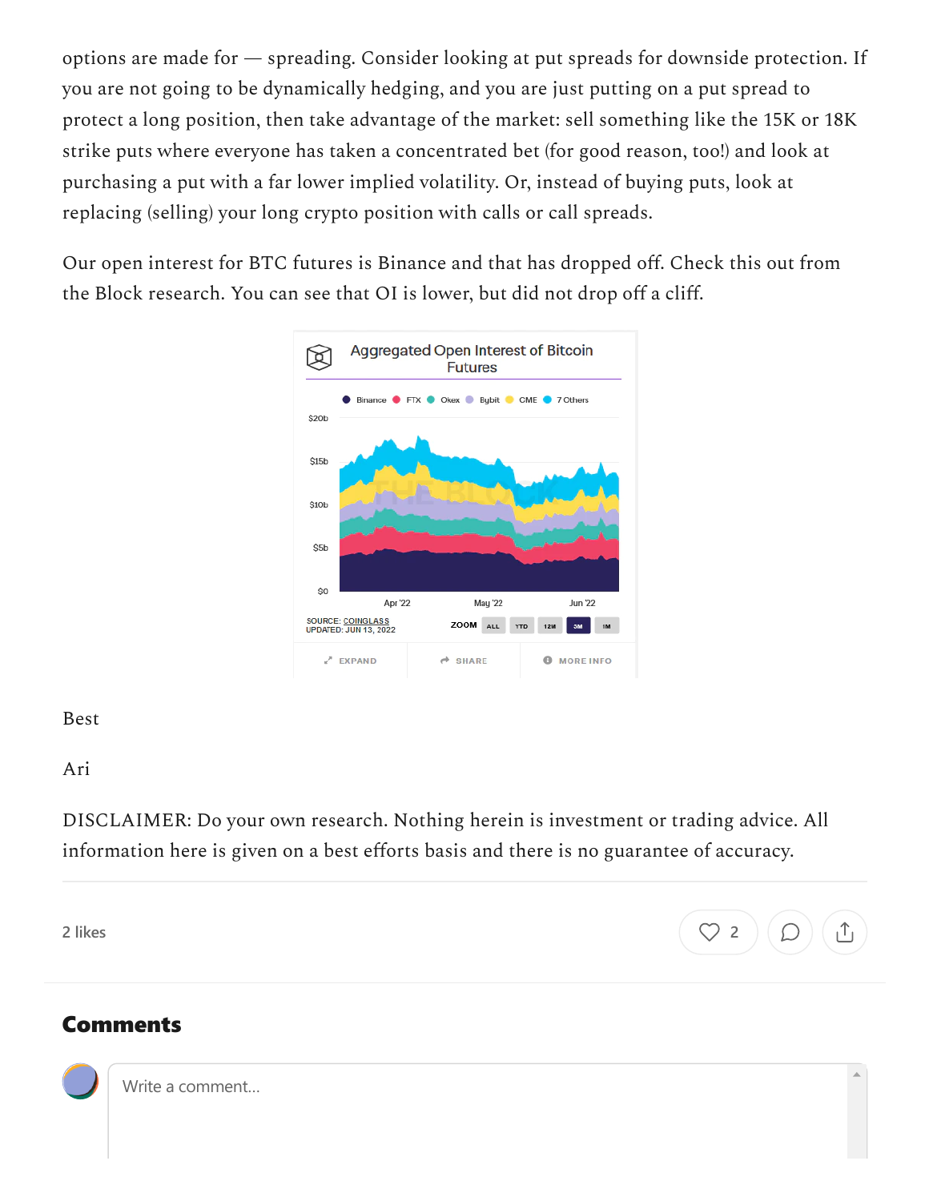options are made for — spreading. Consider looking at put spreads for downside protection. If you are not going to be dynamically hedging, and you are just putting on a put spread to protect a long position, then take advantage of the market: sell something like the 15K or 18K strike puts where everyone has taken a concentrated bet (for good reason, too!) and look at purchasing a put with a far lower implied volatility. Or, instead of buying puts, look at replacing (selling) your long crypto position with calls or call spreads.

Our open interest for BTC futures is Binance and that has dropped off. Check this out from the Block research. You can see that OI is lower, but did not drop off a cliff.

Best

Ari

DISCLAIMER: Do your own research. Nothing herein is investment or trading advice. All information here is given on a best efforts basis and there is no guarantee of accuracy.

2 likes

## Comments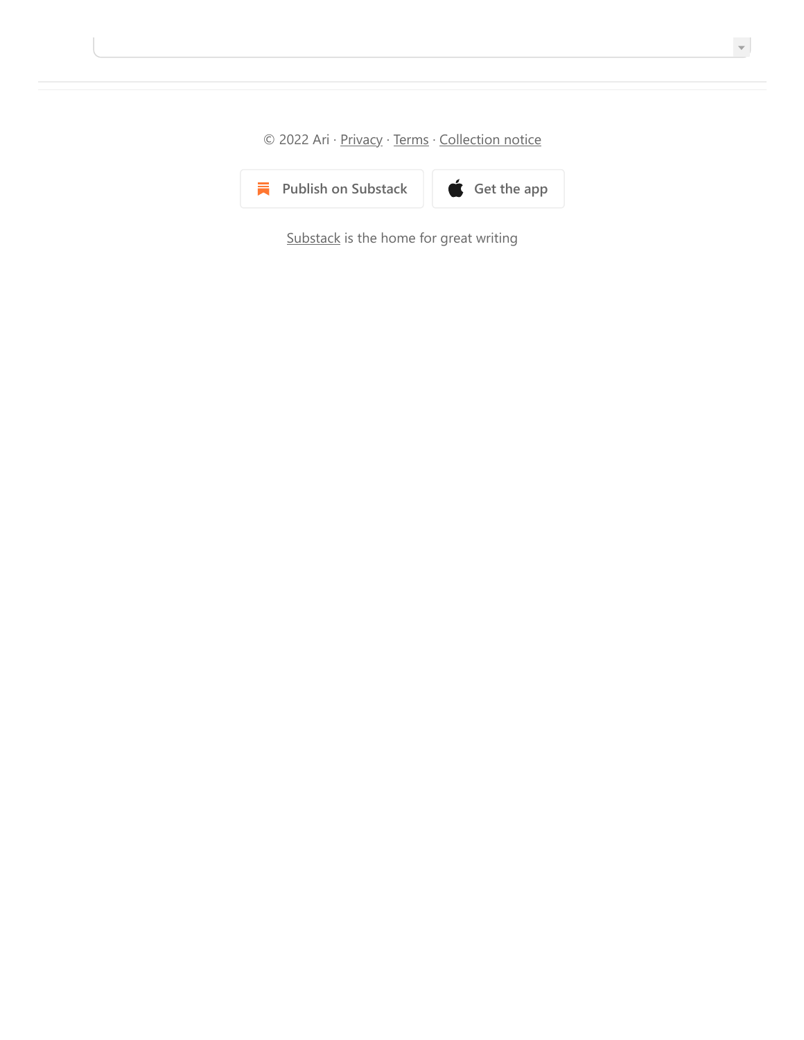© 2022 Ari · Privacy · Terms · Collection notice

Publish on Substack

Get the app

Substack is the home for great writing